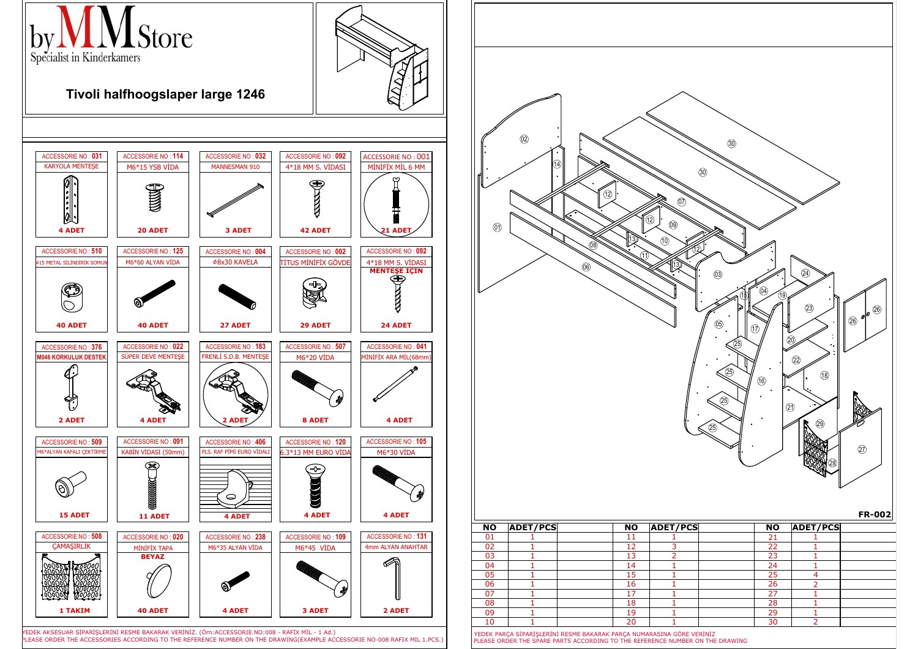# byMMStore

Specialist in Kinderkamers

## Tivoli halfhoogslaper large 1246

| ACCESSORIE NO : 031 | ACCESSORIE NO : 114 | ACCESSORIE NO : 032 | ACCESSORIE NO : 092 | ACCESSORIE NO : 001 |
|---|---|---|---|---|
| KARYOLA MENTEŞE | M6*15 YSB VİDA | MANNESMAN 910 | 4*18 MM S. VİDASI | MİNİFİX MİL 6 MM |
| 4 ADET | 20 ADET | 3 ADET | 42 ADET | 21 ADET |
| **ACCESSORIE NO : 510** | **ACCESSORIE NO : 125** | **ACCESSORIE NO : 004** | **ACCESSORIE NO : 002** | **ACCESSORIE NO : 092** |
| Ø15 METAL SİLİNDİRİK SOMUN | M6*60 ALYAN VİDA | Ø8x30 KAVELA | TİTUS MİNİFİX GÖVDE | 4*18 MM S. VİDASI MENTEŞE İÇİN |
| 40 ADET | 40 ADET | 27 ADET | 29 ADET | 24 ADET |
| **ACCESSORIE NO : 376** | **ACCESSORIE NO : 022** | **ACCESSORIE NO : 183** | **ACCESSORIE NO : 507** | **ACCESSORIE NO : 041** |
| M046 KORKULUK DESTEK | SÜPER DEVE MENTEŞE | FRENLİ S.D.B. MENTEŞE | M6*20 VİDA | MİNİFİX ARA MİL(68mm) |
| 2 ADET | 4 ADET | 2 ADET | 8 ADET | 4 ADET |
| **ACCESSORIE NO : 509** | **ACCESSORIE NO : 091** | **ACCESSORIE NO : 406** | **ACCESSORIE NO : 120** | **ACCESSORIE NO : 105** |
| M6*ALYAN KAFALI ÇEKTİRME | KABİN VİDASI (50mm) | PLS. RAF PİMİ EURO VİDALI | 6.3*13 MM EURO VİDA | M6*30 VİDA |
| 15 ADET | 11 ADET | 4 ADET | 4 ADET | 4 ADET |
| **ACCESSORIE NO : 508** | **ACCESSORIE NO : 020** | **ACCESSORIE NO : 238** | **ACCESSORIE NO : 109** | **ACCESSORIE NO : 131** |
| ÇAMAŞIRLIK | MİNİFİX TAPA BEYAZ | M6*35 ALYAN VİDA | M6*45 VİDA | 4mm ALYAN ANAHTAR |
| 1 TAKIM | 40 ADET | 4 ADET | 3 ADET | 2 ADET |

YEDEK AKSESUAR SİPARİŞLERİNİ RESME BAKARAK VERİNİZ. (Örn:ACCESSORIE.NO:008 - RAFİX MİL - 1 Ad.)
PLEASE ORDER THE ACCESSORIES ACCORDING TO THE REFERENCE NUMBER ON THE DRAWING(EXAMPLE ACCESSORIE NO-008 RAFIX MIL 1.PCS.)

FR-002

| NO | ADET/PCS | NO | ADET/PCS | NO | ADET/PCS |
|---|---|---|---|---|---|
| 01 | 1 | 11 | 1 | 21 | 1 |
| 02 | 1 | 12 | 3 | 22 | 1 |
| 03 | 1 | 13 | 2 | 23 | 1 |
| 04 | 1 | 14 | 1 | 24 | 1 |
| 05 | 1 | 15 | 1 | 25 | 4 |
| 06 | 1 | 16 | 1 | 26 | 2 |
| 07 | 1 | 17 | 1 | 27 | 1 |
| 08 | 1 | 18 | 1 | 28 | 1 |
| 09 | 1 | 19 | 1 | 29 | 1 |
| 10 | 1 | 20 | 1 | 30 | 2 |

YEDEK PARÇA SİPARİŞLERİNİ RESME BAKARAK PARÇA NUMARASINA GÖRE VERİNİZ
PLEASE ORDER THE SPARE PARTS ACCORDING TO THE REFERENCE NUMBER ON THE DRAWING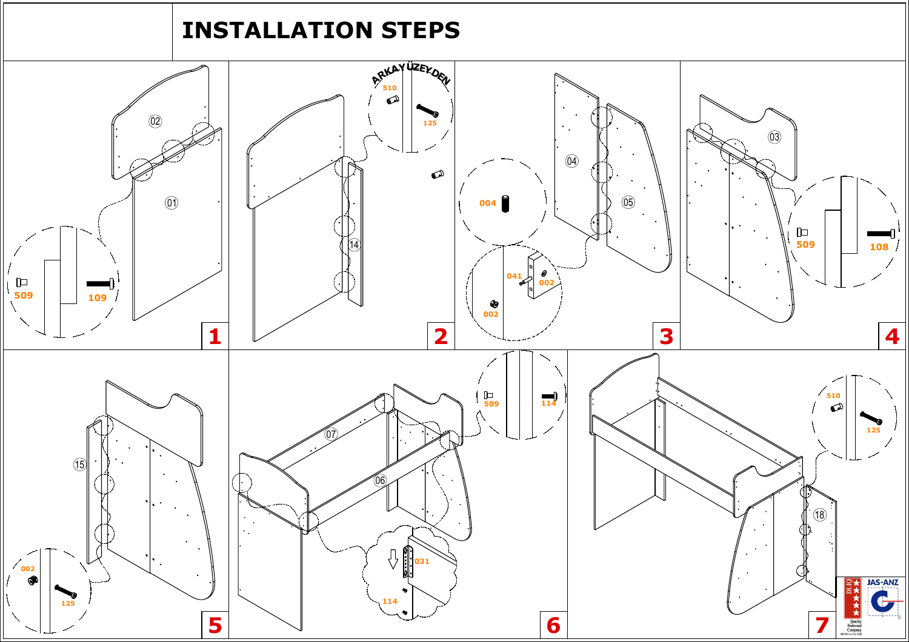# INSTALLATION STEPS

1

509 109

2

ARKA YÜZEYDEN

510 125

3

004

041 002

002

4

509 108

5

002 125

6

509 114

031

114

7

510 125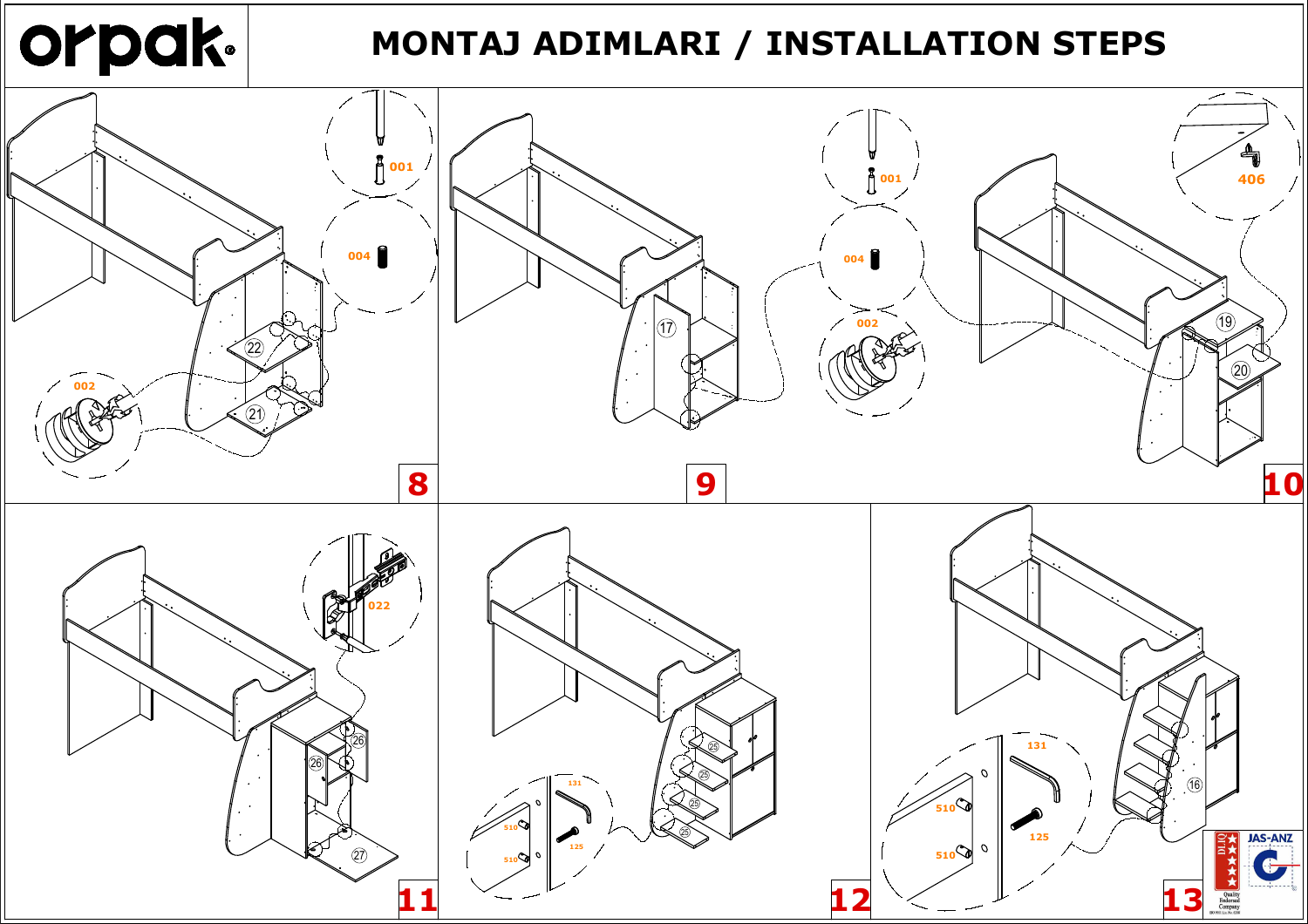# MONTAJ ADIMLARI / INSTALLATION STEPS

8

001

004

002

22

21

9

17

001

004

002

10

406

19

20

11

022

26

26

27

12

25

25

25

25

131

510

510

125

13

131

510

125

510

16

JAS-ANZ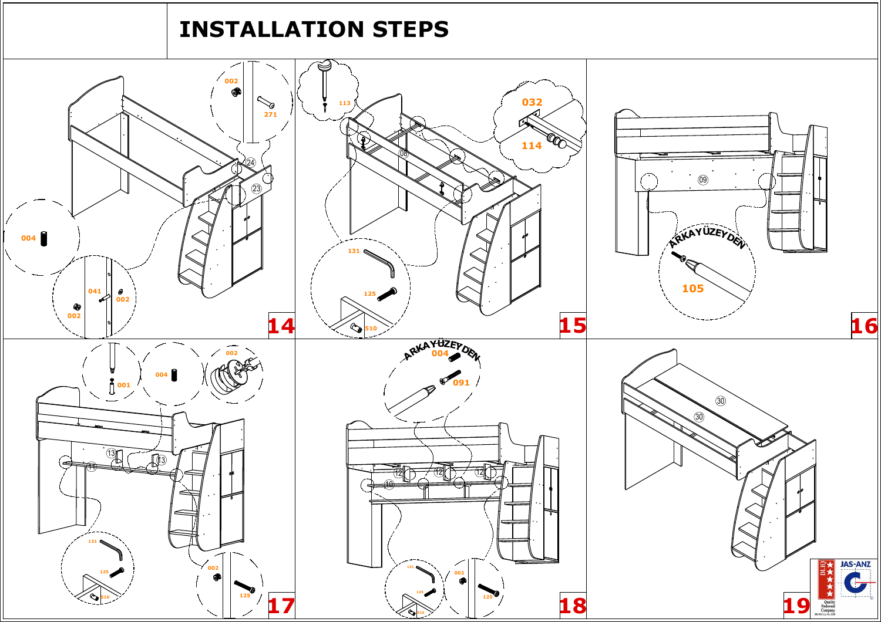# INSTALLATION STEPS

002

271

24

23

004

041

002

002

14

113

032

114

08

131

125

510

15

09

ARKA YÜZEY DEN

105

16

001

004

002

13

13

11

131

125

510

002

125

17

ARKA YÜZEY DEN

004

091

12

12

12

10

131

125

510

002

125

18

30

30

19

JAS-ANZ

Quality Endorsed Company